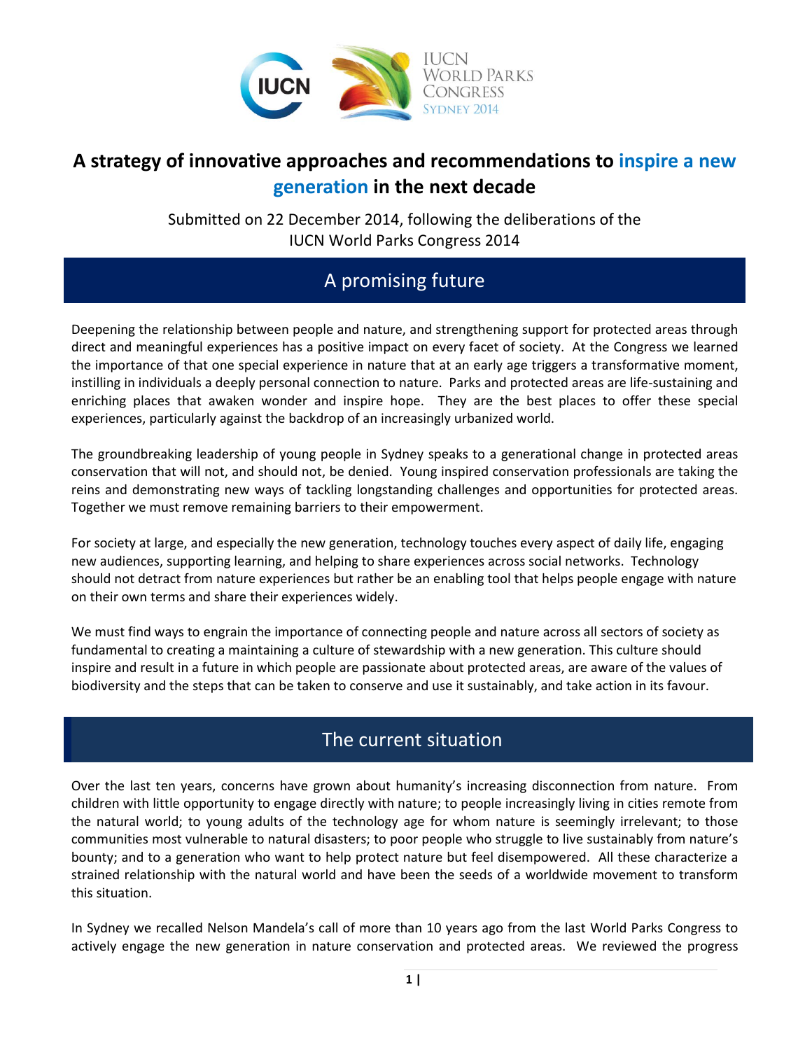# A strategy of innovative approaches and recommendations to inspire a new generation in the next decade

Submitted on 22 December 2014, following the deliberations of the IUCN World Parks Congress 2014

## A promising future

Deepening the relationship between people and nature, and strengthening support for protected areas through direct and meaningful experiences has a positive impact on every facet of society. At the Congress we learned the importance of that one special experience in nature that at an early age triggers a transformative moment, instilling in individuals a deeply personal connection to nature. Parks and protected areas are life-sustaining and enriching places that awaken wonder and inspire hope. They are the best places to offer these special experiences, particularly against the backdrop of an increasingly urbanized world.

The groundbreaking leadership of young people in Sydney speaks to a generational change in protected areas conservation that will not, and should not, be denied. Young inspired conservation professionals are taking the reins and demonstrating new ways of tackling longstanding challenges and opportunities for protected areas. Together we must remove remaining barriers to their empowerment.

For society at large, and especially the new generation, technology touches every aspect of daily life, engaging new audiences, supporting learning, and helping to share experiences across social networks. Technology should not detract from nature experiences but rather be an enabling tool that helps people engage with nature on their own terms and share their experiences widely.

We must find ways to engrain the importance of connecting people and nature across all sectors of society as fundamental to creating a maintaining a culture of stewardship with a new generation. This culture should inspire and result in a future in which people are passionate about protected areas, are aware of the values of biodiversity and the steps that can be taken to conserve and use it sustainably, and take action in its favour.

## The current situation

Over the last ten years, concerns have grown about humanity's increasing disconnection from nature. From children with little opportunity to engage directly with nature; to people increasingly living in cities remote from the natural world; to young adults of the technology age for whom nature is seemingly irrelevant; to those communities most vulnerable to natural disasters; to poor people who struggle to live sustainably from nature's bounty; and to a generation who want to help protect nature but feel disempowered. All these characterize a strained relationship with the natural world and have been the seeds of a worldwide movement to transform this situation.

In Sydney we recalled Nelson Mandela's call of more than 10 years ago from the last World Parks Congress to actively engage the new generation in nature conservation and protected areas. We reviewed the progress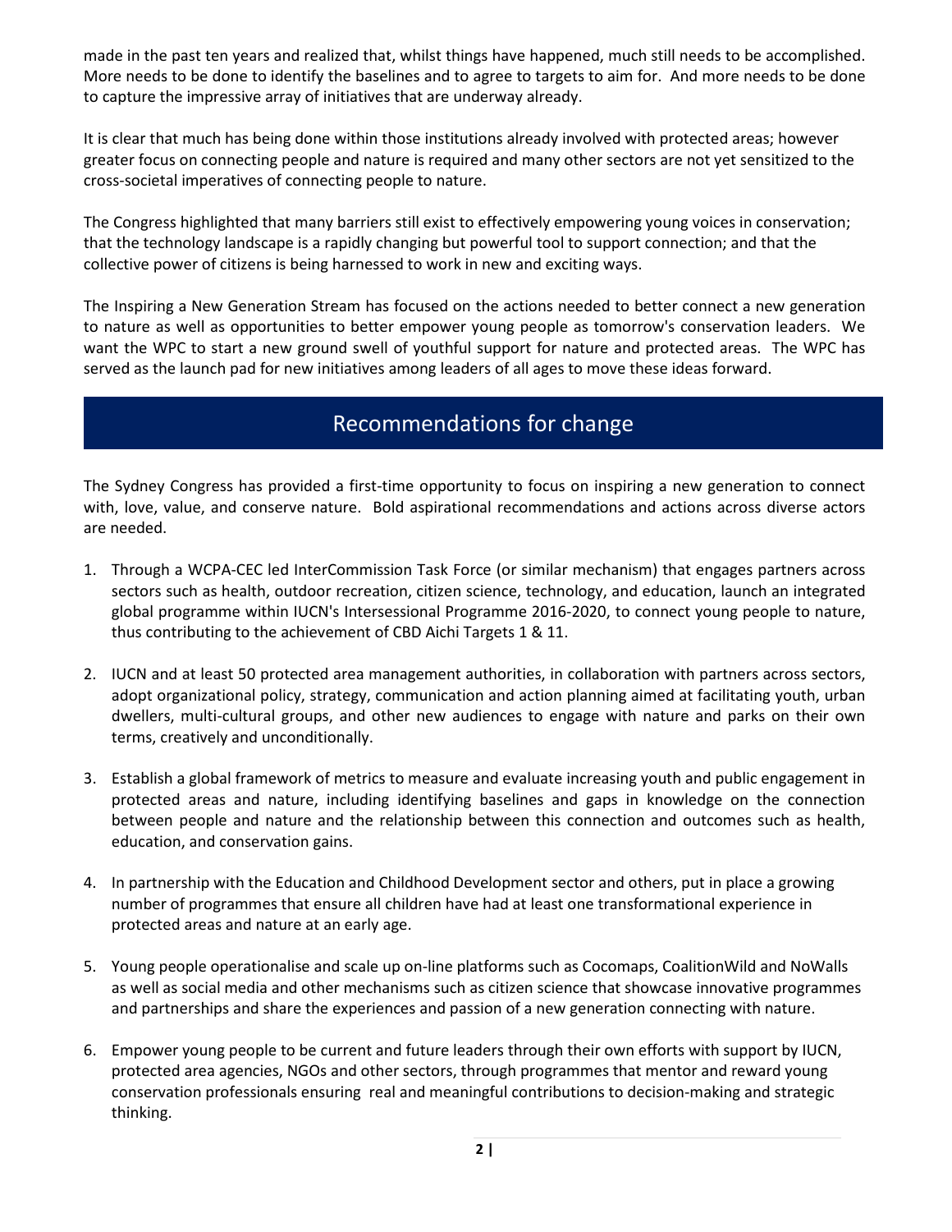made in the past ten years and realized that, whilst things have happened, much still needs to be accomplished. More needs to be done to identify the baselines and to agree to targets to aim for. And more needs to be done to capture the impressive array of initiatives that are underway already.

It is clear that much has being done within those institutions already involved with protected areas; however greater focus on connecting people and nature is required and many other sectors are not yet sensitized to the cross-societal imperatives of connecting people to nature.

The Congress highlighted that many barriers still exist to effectively empowering young voices in conservation; that the technology landscape is a rapidly changing but powerful tool to support connection; and that the collective power of citizens is being harnessed to work in new and exciting ways.

The Inspiring a New Generation Stream has focused on the actions needed to better connect a new generation to nature as well as opportunities to better empower young people as tomorrow's conservation leaders. We want the WPC to start a new ground swell of youthful support for nature and protected areas. The WPC has served as the launch pad for new initiatives among leaders of all ages to move these ideas forward.

## Recommendations for change

The Sydney Congress has provided a first-time opportunity to focus on inspiring a new generation to connect with, love, value, and conserve nature. Bold aspirational recommendations and actions across diverse actors are needed.

1. Through a WCPA-CEC led InterCommission Task Force (or similar mechanism) that engages partners across sectors such as health, outdoor recreation, citizen science, technology, and education, launch an integrated global programme within IUCN's Intersessional Programme 2016-2020, to connect young people to nature, thus contributing to the achievement of CBD Aichi Targets 1 & 11.

2. IUCN and at least 50 protected area management authorities, in collaboration with partners across sectors, adopt organizational policy, strategy, communication and action planning aimed at facilitating youth, urban dwellers, multi-cultural groups, and other new audiences to engage with nature and parks on their own terms, creatively and unconditionally.

3. Establish a global framework of metrics to measure and evaluate increasing youth and public engagement in protected areas and nature, including identifying baselines and gaps in knowledge on the connection between people and nature and the relationship between this connection and outcomes such as health, education, and conservation gains.

4. In partnership with the Education and Childhood Development sector and others, put in place a growing number of programmes that ensure all children have had at least one transformational experience in protected areas and nature at an early age.

5. Young people operationalise and scale up on-line platforms such as Cocomaps, CoalitionWild and NoWalls as well as social media and other mechanisms such as citizen science that showcase innovative programmes and partnerships and share the experiences and passion of a new generation connecting with nature.

6. Empower young people to be current and future leaders through their own efforts with support by IUCN, protected area agencies, NGOs and other sectors, through programmes that mentor and reward young conservation professionals ensuring real and meaningful contributions to decision-making and strategic thinking.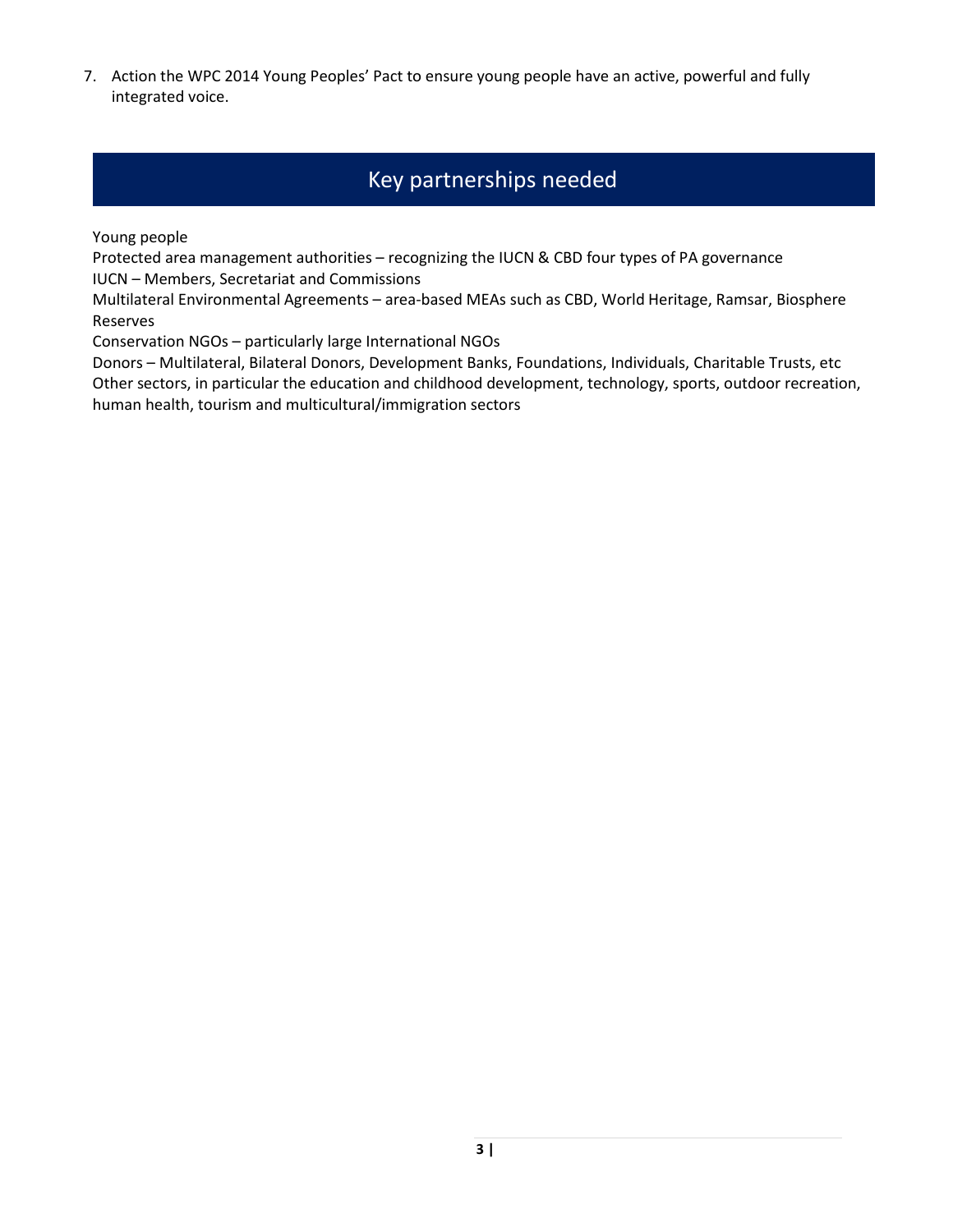7. Action the WPC 2014 Young Peoples' Pact to ensure young people have an active, powerful and fully integrated voice.

## Key partnerships needed

Young people

Protected area management authorities – recognizing the IUCN & CBD four types of PA governance

IUCN – Members, Secretariat and Commissions

Multilateral Environmental Agreements – area-based MEAs such as CBD, World Heritage, Ramsar, Biosphere Reserves

Conservation NGOs – particularly large International NGOs

Donors – Multilateral, Bilateral Donors, Development Banks, Foundations, Individuals, Charitable Trusts, etc

Other sectors, in particular the education and childhood development, technology, sports, outdoor recreation, human health, tourism and multicultural/immigration sectors